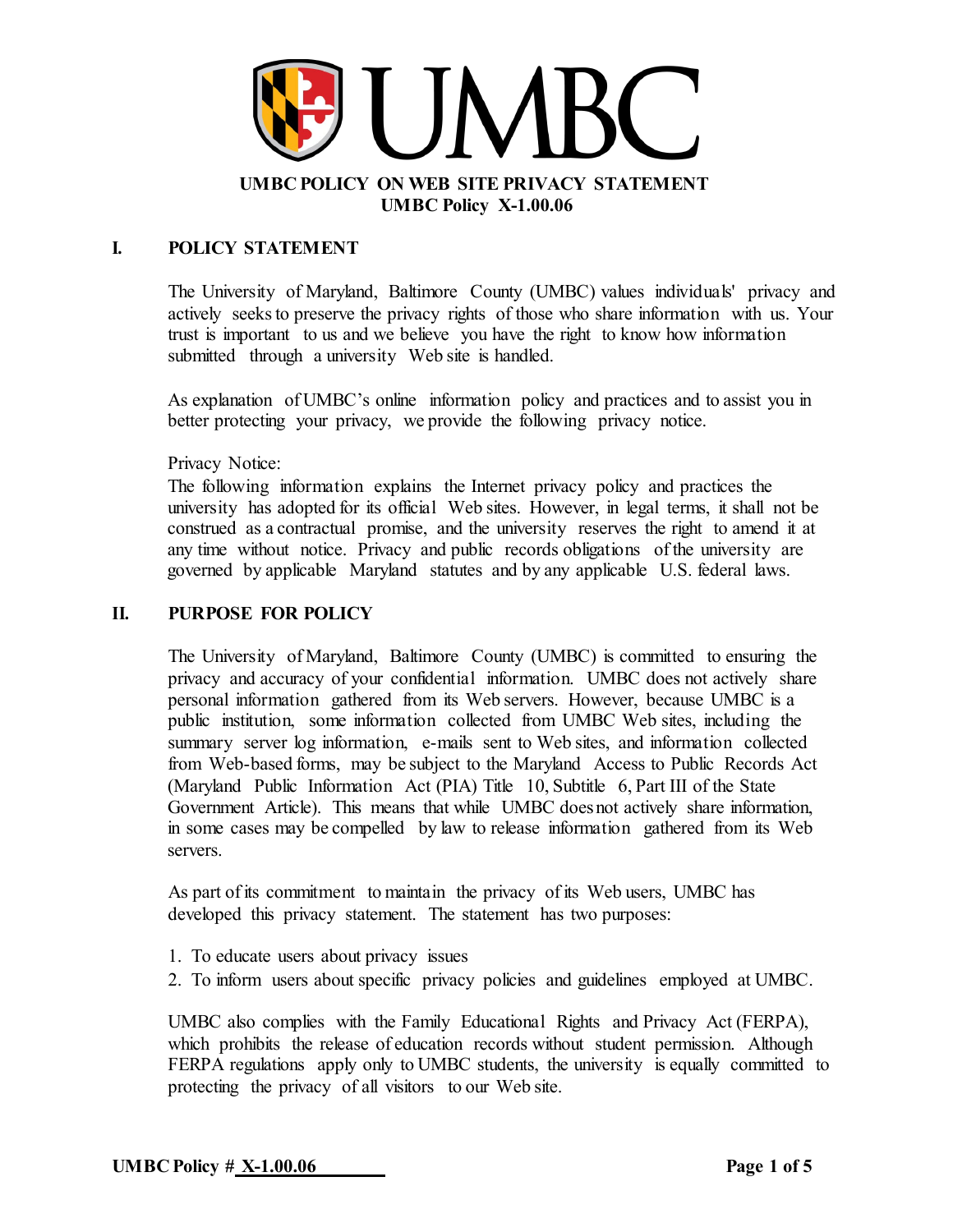# UMBC POLICY ON WEB SITE PRIVACY STATEMENT
## UMBC Policy X-1.00.06

## I. POLICY STATEMENT

The University of Maryland, Baltimore County (UMBC) values individuals' privacy and actively seeks to preserve the privacy rights of those who share information with us. Your trust is important to us and we believe you have the right to know how information submitted through a university Web site is handled.

As explanation of UMBC's online information policy and practices and to assist you in better protecting your privacy, we provide the following privacy notice.

Privacy Notice:
The following information explains the Internet privacy policy and practices the university has adopted for its official Web sites. However, in legal terms, it shall not be construed as a contractual promise, and the university reserves the right to amend it at any time without notice. Privacy and public records obligations of the university are governed by applicable Maryland statutes and by any applicable U.S. federal laws.

## II. PURPOSE FOR POLICY

The University of Maryland, Baltimore County (UMBC) is committed to ensuring the privacy and accuracy of your confidential information. UMBC does not actively share personal information gathered from its Web servers. However, because UMBC is a public institution, some information collected from UMBC Web sites, including the summary server log information, e-mails sent to Web sites, and information collected from Web-based forms, may be subject to the Maryland Access to Public Records Act (Maryland Public Information Act (PIA) Title 10, Subtitle 6, Part III of the State Government Article). This means that while UMBC does not actively share information, in some cases may be compelled by law to release information gathered from its Web servers.

As part of its commitment to maintain the privacy of its Web users, UMBC has developed this privacy statement. The statement has two purposes:

1. To educate users about privacy issues
2. To inform users about specific privacy policies and guidelines employed at UMBC.

UMBC also complies with the Family Educational Rights and Privacy Act (FERPA), which prohibits the release of education records without student permission. Although FERPA regulations apply only to UMBC students, the university is equally committed to protecting the privacy of all visitors to our Web site.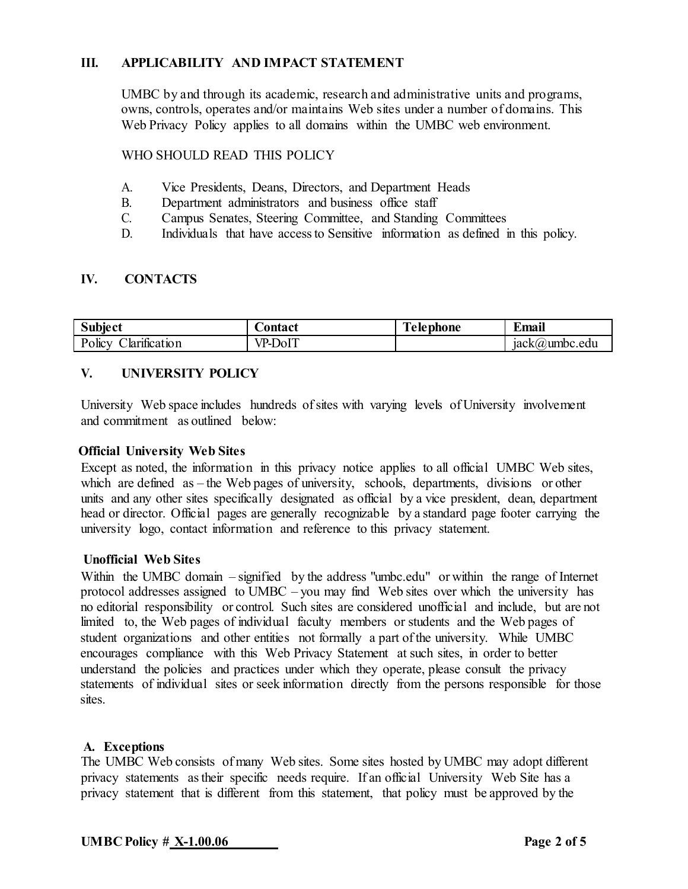## III. APPLICABILITY AND IMPACT STATEMENT

UMBC by and through its academic, research and administrative units and programs, owns, controls, operates and/or maintains Web sites under a number of domains. This Web Privacy Policy applies to all domains within the UMBC web environment.

WHO SHOULD READ THIS POLICY

A. Vice Presidents, Deans, Directors, and Department Heads
B. Department administrators and business office staff
C. Campus Senates, Steering Committee, and Standing Committees
D. Individuals that have access to Sensitive information as defined in this policy.

## IV. CONTACTS

| Subject | Contact | Telephone | Email |
|---|---|---|---|
| Policy Clarification | VP-DoIT | | jack@umbc.edu |

## V. UNIVERSITY POLICY

University Web space includes hundreds of sites with varying levels of University involvement and commitment as outlined below:

**Official University Web Sites**
Except as noted, the information in this privacy notice applies to all official UMBC Web sites, which are defined as – the Web pages of university, schools, departments, divisions or other units and any other sites specifically designated as official by a vice president, dean, department head or director. Official pages are generally recognizable by a standard page footer carrying the university logo, contact information and reference to this privacy statement.

**Unofficial Web Sites**
Within the UMBC domain – signified by the address "umbc.edu" or within the range of Internet protocol addresses assigned to UMBC – you may find Web sites over which the university has no editorial responsibility or control. Such sites are considered unofficial and include, but are not limited to, the Web pages of individual faculty members or students and the Web pages of student organizations and other entities not formally a part of the university. While UMBC encourages compliance with this Web Privacy Statement at such sites, in order to better understand the policies and practices under which they operate, please consult the privacy statements of individual sites or seek information directly from the persons responsible for those sites.

**A. Exceptions**
The UMBC Web consists of many Web sites. Some sites hosted by UMBC may adopt different privacy statements as their specific needs require. If an official University Web Site has a privacy statement that is different from this statement, that policy must be approved by the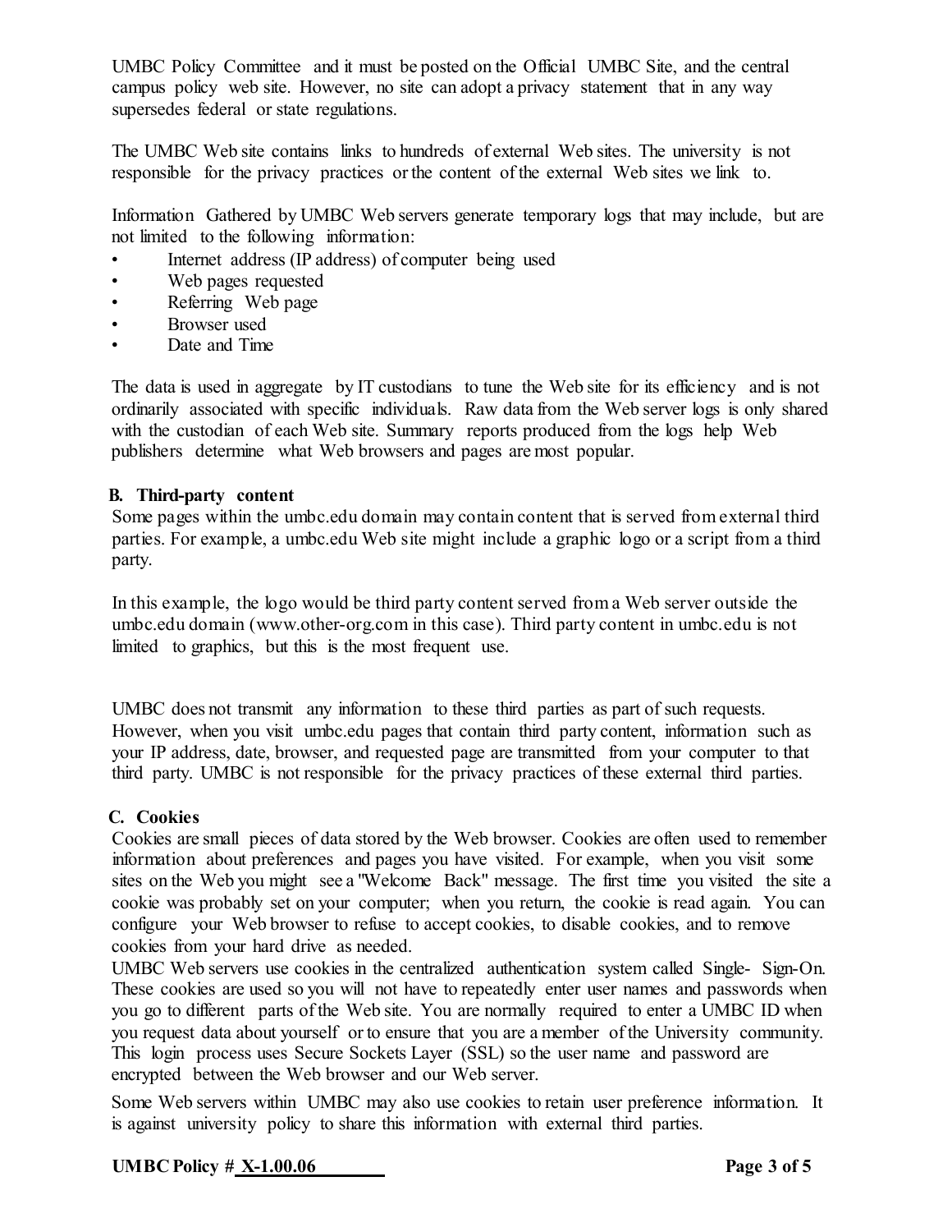UMBC Policy Committee and it must be posted on the Official UMBC Site, and the central campus policy web site. However, no site can adopt a privacy statement that in any way supersedes federal or state regulations.

The UMBC Web site contains links to hundreds of external Web sites. The university is not responsible for the privacy practices or the content of the external Web sites we link to.

Information Gathered by UMBC Web servers generate temporary logs that may include, but are not limited to the following information:

- Internet address (IP address) of computer being used
- Web pages requested
- Referring Web page
- Browser used
- Date and Time

The data is used in aggregate by IT custodians to tune the Web site for its efficiency and is not ordinarily associated with specific individuals. Raw data from the Web server logs is only shared with the custodian of each Web site. Summary reports produced from the logs help Web publishers determine what Web browsers and pages are most popular.

**B. Third-party content**

Some pages within the umbc.edu domain may contain content that is served from external third parties. For example, a umbc.edu Web site might include a graphic logo or a script from a third party.

In this example, the logo would be third party content served from a Web server outside the umbc.edu domain (www.other-org.com in this case). Third party content in umbc.edu is not limited to graphics, but this is the most frequent use.

UMBC does not transmit any information to these third parties as part of such requests. However, when you visit umbc.edu pages that contain third party content, information such as your IP address, date, browser, and requested page are transmitted from your computer to that third party. UMBC is not responsible for the privacy practices of these external third parties.

**C. Cookies**

Cookies are small pieces of data stored by the Web browser. Cookies are often used to remember information about preferences and pages you have visited. For example, when you visit some sites on the Web you might see a "Welcome Back" message. The first time you visited the site a cookie was probably set on your computer; when you return, the cookie is read again. You can configure your Web browser to refuse to accept cookies, to disable cookies, and to remove cookies from your hard drive as needed.

UMBC Web servers use cookies in the centralized authentication system called Single- Sign-On. These cookies are used so you will not have to repeatedly enter user names and passwords when you go to different parts of the Web site. You are normally required to enter a UMBC ID when you request data about yourself or to ensure that you are a member of the University community. This login process uses Secure Sockets Layer (SSL) so the user name and password are encrypted between the Web browser and our Web server.

Some Web servers within UMBC may also use cookies to retain user preference information. It is against university policy to share this information with external third parties.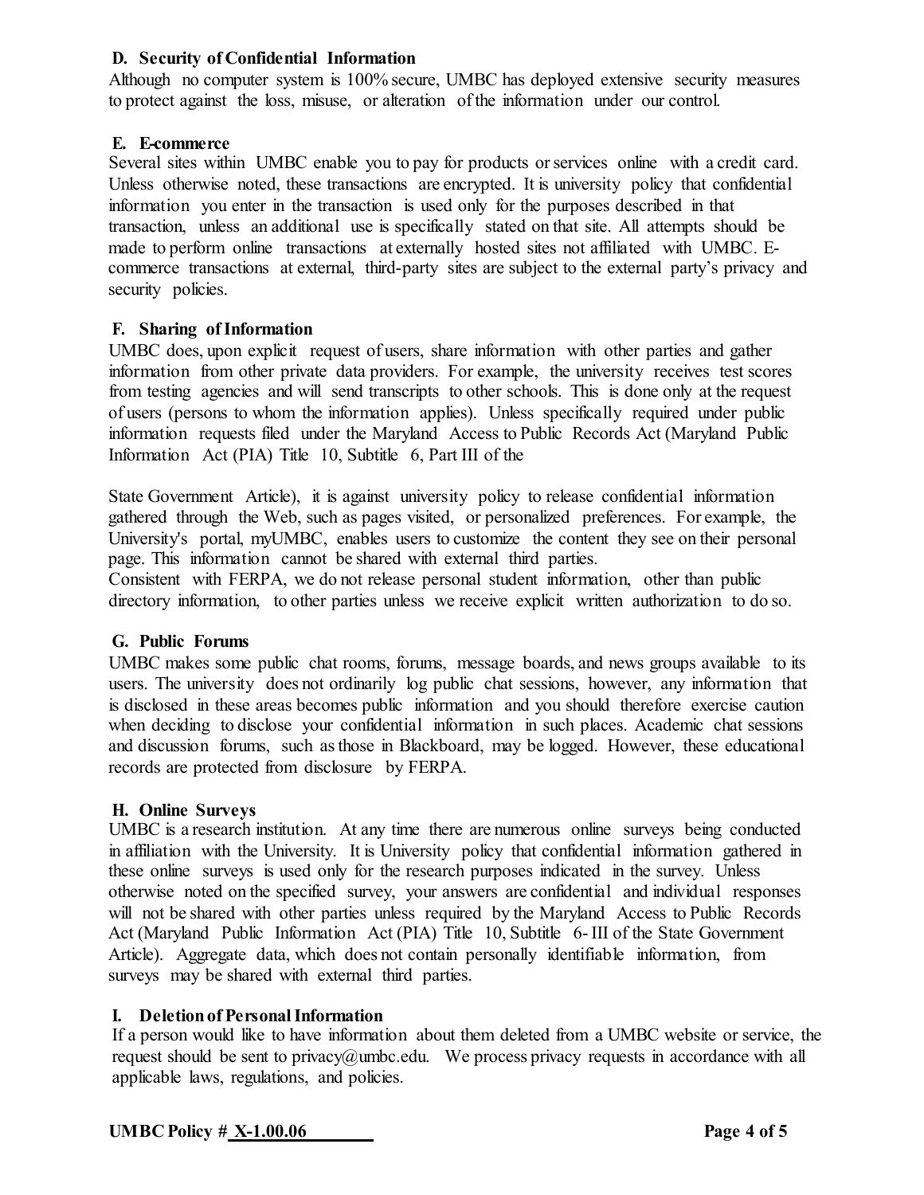**D. Security of Confidential Information**

Although no computer system is 100% secure, UMBC has deployed extensive security measures to protect against the loss, misuse, or alteration of the information under our control.

**E. E-commerce**

Several sites within UMBC enable you to pay for products or services online with a credit card. Unless otherwise noted, these transactions are encrypted. It is university policy that confidential information you enter in the transaction is used only for the purposes described in that transaction, unless an additional use is specifically stated on that site. All attempts should be made to perform online transactions at externally hosted sites not affiliated with UMBC. E-commerce transactions at external, third-party sites are subject to the external party's privacy and security policies.

**F. Sharing of Information**

UMBC does, upon explicit request of users, share information with other parties and gather information from other private data providers. For example, the university receives test scores from testing agencies and will send transcripts to other schools. This is done only at the request of users (persons to whom the information applies). Unless specifically required under public information requests filed under the Maryland Access to Public Records Act (Maryland Public Information Act (PIA) Title 10, Subtitle 6, Part III of the

State Government Article), it is against university policy to release confidential information gathered through the Web, such as pages visited, or personalized preferences. For example, the University's portal, myUMBC, enables users to customize the content they see on their personal page. This information cannot be shared with external third parties.

Consistent with FERPA, we do not release personal student information, other than public directory information, to other parties unless we receive explicit written authorization to do so.

**G. Public Forums**

UMBC makes some public chat rooms, forums, message boards, and news groups available to its users. The university does not ordinarily log public chat sessions, however, any information that is disclosed in these areas becomes public information and you should therefore exercise caution when deciding to disclose your confidential information in such places. Academic chat sessions and discussion forums, such as those in Blackboard, may be logged. However, these educational records are protected from disclosure by FERPA.

**H. Online Surveys**

UMBC is a research institution. At any time there are numerous online surveys being conducted in affiliation with the University. It is University policy that confidential information gathered in these online surveys is used only for the research purposes indicated in the survey. Unless otherwise noted on the specified survey, your answers are confidential and individual responses will not be shared with other parties unless required by the Maryland Access to Public Records Act (Maryland Public Information Act (PIA) Title 10, Subtitle 6- III of the State Government Article). Aggregate data, which does not contain personally identifiable information, from surveys may be shared with external third parties.

**I. Deletion of Personal Information**

If a person would like to have information about them deleted from a UMBC website or service, the request should be sent to privacy@umbc.edu. We process privacy requests in accordance with all applicable laws, regulations, and policies.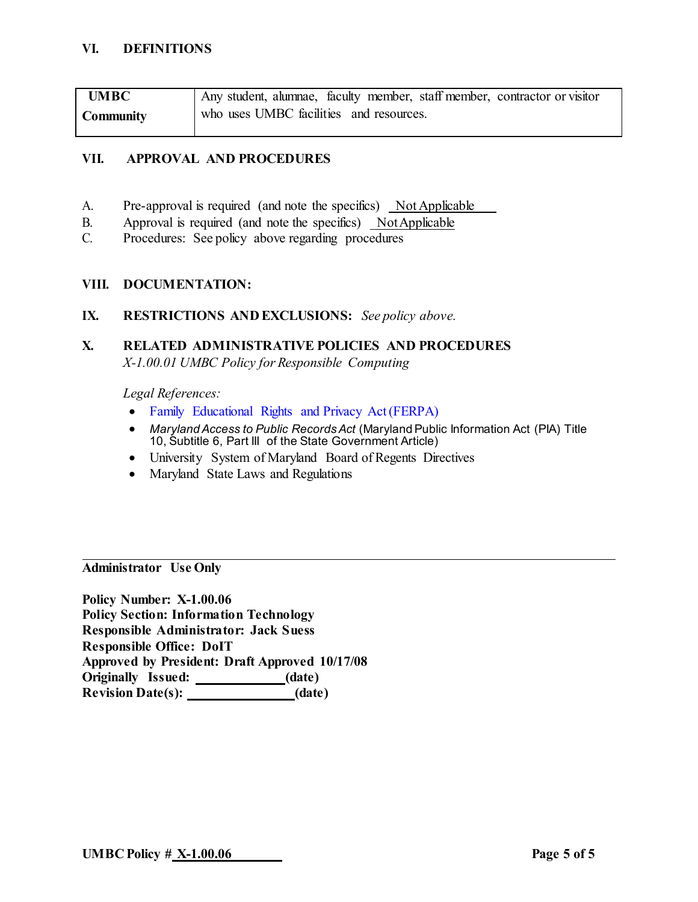## VI. DEFINITIONS

| | |
|---|---|
| **UMBC Community** | Any student, alumnae, faculty member, staff member, contractor or visitor who uses UMBC facilities and resources. |

## VII. APPROVAL AND PROCEDURES

A. Pre-approval is required (and note the specifics) Not Applicable

B. Approval is required (and note the specifics) Not Applicable

C. Procedures: See policy above regarding procedures

## VIII. DOCUMENTATION:

## IX. RESTRICTIONS AND EXCLUSIONS: *See policy above.*

## X. RELATED ADMINISTRATIVE POLICIES AND PROCEDURES

*X-1.00.01 UMBC Policy for Responsible Computing*

*Legal References:*

- Family Educational Rights and Privacy Act (FERPA)
- *Maryland Access to Public Records Act* (Maryland Public Information Act (PIA) Title 10, Subtitle 6, Part III of the State Government Article)
- University System of Maryland Board of Regents Directives
- Maryland State Laws and Regulations

---

**Administrator Use Only**

**Policy Number: X-1.00.06**
**Policy Section: Information Technology**
**Responsible Administrator: Jack Suess**
**Responsible Office: DoIT**
**Approved by President: Draft Approved 10/17/08**
**Originally Issued: ____________(date)**
**Revision Date(s): ______________(date)**